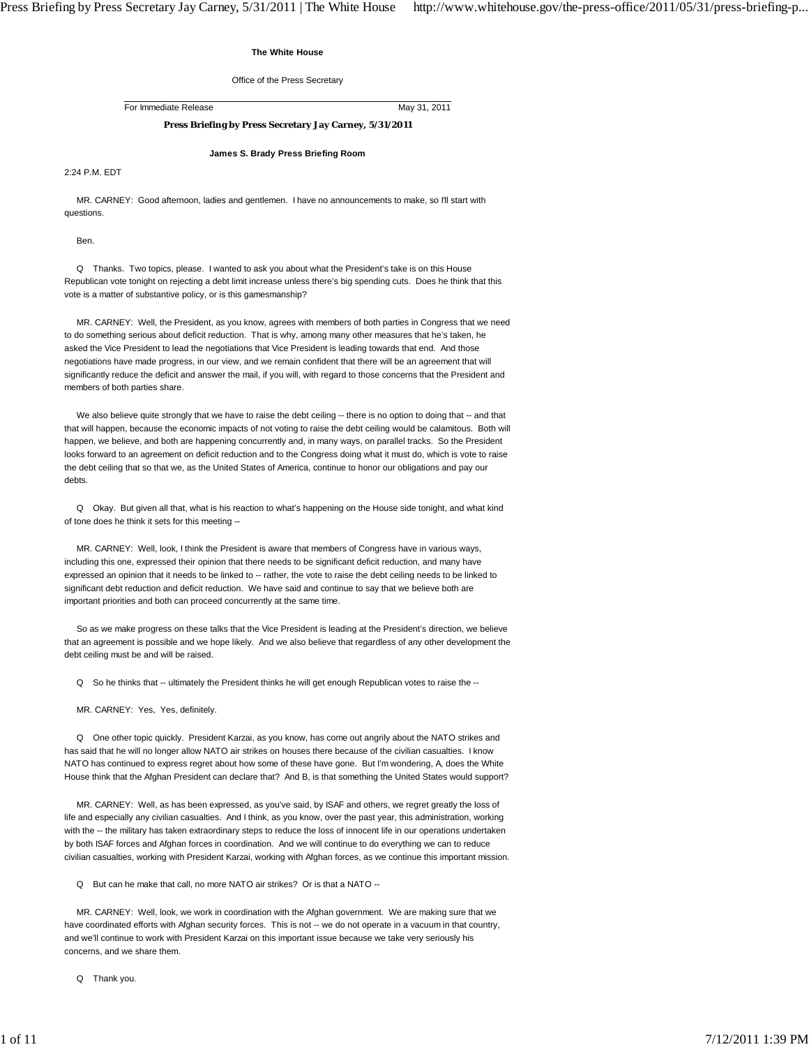**The White House**

Office of the Press Secretary

For Immediate Release — May 31, 2011

**Press Briefing by Press Secretary Jay Carney, 5/31/2011**

**James S. Brady Press Briefing Room**

2:24 P.M. EDT

MR. CARNEY: Good afternoon, ladies and gentlemen. I have no announcements to make, so I'll start with questions.

Ben.

Q Thanks. Two topics, please. I wanted to ask you about what the President's take is on this House Republican vote tonight on rejecting a debt limit increase unless there's big spending cuts. Does he think that this vote is a matter of substantive policy, or is this gamesmanship?

MR. CARNEY: Well, the President, as you know, agrees with members of both parties in Congress that we need to do something serious about deficit reduction. That is why, among many other measures that he's taken, he asked the Vice President to lead the negotiations that Vice President is leading towards that end. And those negotiations have made progress, in our view, and we remain confident that there will be an agreement that will significantly reduce the deficit and answer the mail, if you will, with regard to those concerns that the President and members of both parties share.

We also believe quite strongly that we have to raise the debt ceiling -- there is no option to doing that -- and that that will happen, because the economic impacts of not voting to raise the debt ceiling would be calamitous. Both will happen, we believe, and both are happening concurrently and, in many ways, on parallel tracks. So the President looks forward to an agreement on deficit reduction and to the Congress doing what it must do, which is vote to raise the debt ceiling that so that we, as the United States of America, continue to honor our obligations and pay our debts.

Q Okay. But given all that, what is his reaction to what's happening on the House side tonight, and what kind of tone does he think it sets for this meeting --

MR. CARNEY: Well, look, I think the President is aware that members of Congress have in various ways, including this one, expressed their opinion that there needs to be significant deficit reduction, and many have expressed an opinion that it needs to be linked to -- rather, the vote to raise the debt ceiling needs to be linked to significant debt reduction and deficit reduction. We have said and continue to say that we believe both are important priorities and both can proceed concurrently at the same time.

So as we make progress on these talks that the Vice President is leading at the President's direction, we believe that an agreement is possible and we hope likely. And we also believe that regardless of any other development the debt ceiling must be and will be raised.

Q So he thinks that -- ultimately the President thinks he will get enough Republican votes to raise the --

MR. CARNEY: Yes, Yes, definitely.

Q One other topic quickly. President Karzai, as you know, has come out angrily about the NATO strikes and has said that he will no longer allow NATO air strikes on houses there because of the civilian casualties. I know NATO has continued to express regret about how some of these have gone. But I'm wondering, A, does the White House think that the Afghan President can declare that? And B, is that something the United States would support?

MR. CARNEY: Well, as has been expressed, as you've said, by ISAF and others, we regret greatly the loss of life and especially any civilian casualties. And I think, as you know, over the past year, this administration, working with the -- the military has taken extraordinary steps to reduce the loss of innocent life in our operations undertaken by both ISAF forces and Afghan forces in coordination. And we will continue to do everything we can to reduce civilian casualties, working with President Karzai, working with Afghan forces, as we continue this important mission.

Q But can he make that call, no more NATO air strikes? Or is that a NATO --

MR. CARNEY: Well, look, we work in coordination with the Afghan government. We are making sure that we have coordinated efforts with Afghan security forces. This is not -- we do not operate in a vacuum in that country, and we'll continue to work with President Karzai on this important issue because we take very seriously his concerns, and we share them.

Q Thank you.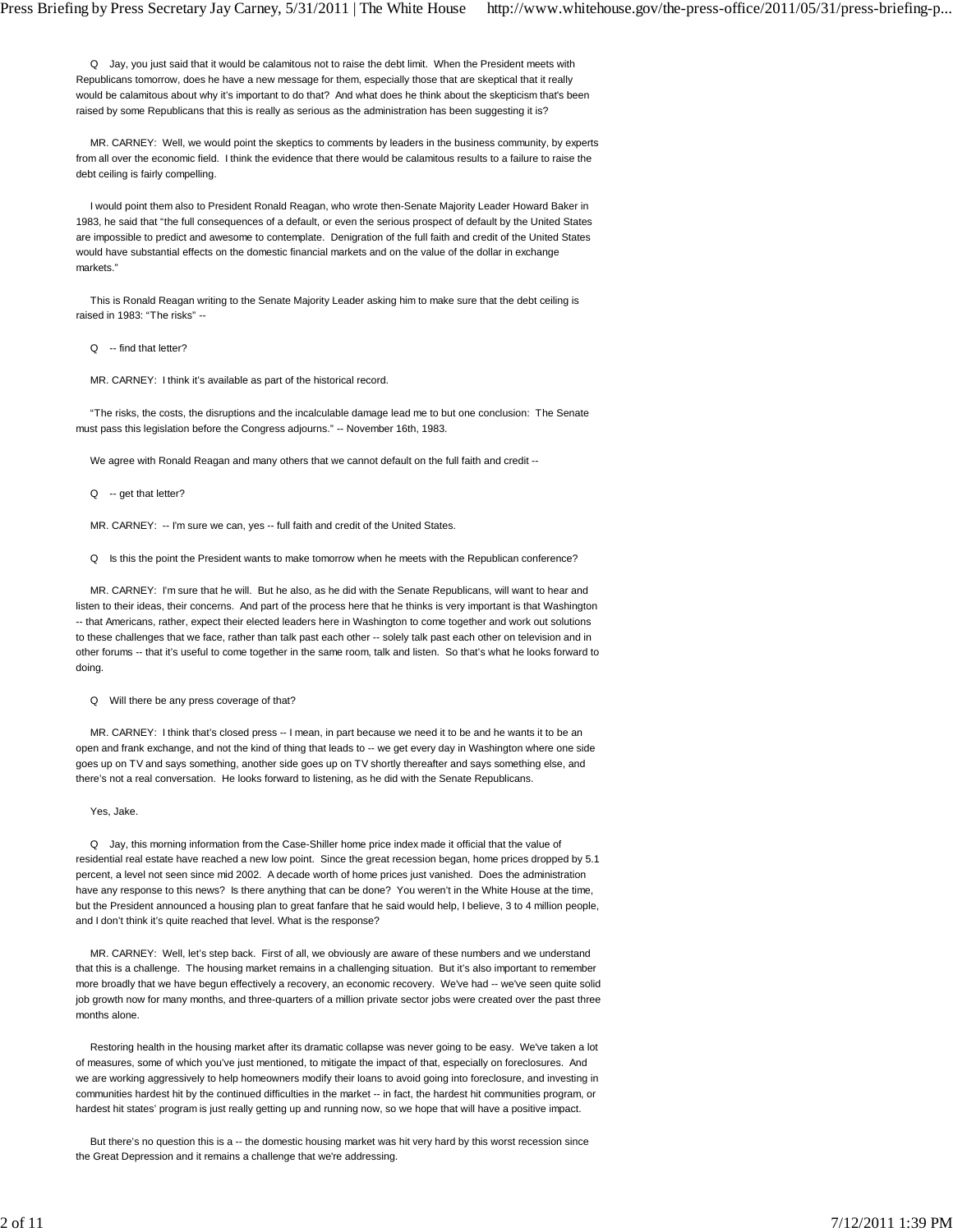Q Jay, you just said that it would be calamitous not to raise the debt limit. When the President meets with Republicans tomorrow, does he have a new message for them, especially those that are skeptical that it really would be calamitous about why it's important to do that? And what does he think about the skepticism that's been raised by some Republicans that this is really as serious as the administration has been suggesting it is?

MR. CARNEY: Well, we would point the skeptics to comments by leaders in the business community, by experts from all over the economic field. I think the evidence that there would be calamitous results to a failure to raise the debt ceiling is fairly compelling.

I would point them also to President Ronald Reagan, who wrote then-Senate Majority Leader Howard Baker in 1983, he said that "the full consequences of a default, or even the serious prospect of default by the United States are impossible to predict and awesome to contemplate. Denigration of the full faith and credit of the United States would have substantial effects on the domestic financial markets and on the value of the dollar in exchange markets."

This is Ronald Reagan writing to the Senate Majority Leader asking him to make sure that the debt ceiling is raised in 1983: "The risks" --

Q -- find that letter?

MR. CARNEY: I think it's available as part of the historical record.

"The risks, the costs, the disruptions and the incalculable damage lead me to but one conclusion: The Senate must pass this legislation before the Congress adjourns." -- November 16th, 1983.

We agree with Ronald Reagan and many others that we cannot default on the full faith and credit --

Q -- get that letter?

MR. CARNEY: -- I'm sure we can, yes -- full faith and credit of the United States.

Q Is this the point the President wants to make tomorrow when he meets with the Republican conference?

MR. CARNEY: I'm sure that he will. But he also, as he did with the Senate Republicans, will want to hear and listen to their ideas, their concerns. And part of the process here that he thinks is very important is that Washington -- that Americans, rather, expect their elected leaders here in Washington to come together and work out solutions to these challenges that we face, rather than talk past each other -- solely talk past each other on television and in other forums -- that it's useful to come together in the same room, talk and listen. So that's what he looks forward to doing.

Q Will there be any press coverage of that?

MR. CARNEY: I think that's closed press -- I mean, in part because we need it to be and he wants it to be an open and frank exchange, and not the kind of thing that leads to -- we get every day in Washington where one side goes up on TV and says something, another side goes up on TV shortly thereafter and says something else, and there's not a real conversation. He looks forward to listening, as he did with the Senate Republicans.

Yes, Jake.

Q Jay, this morning information from the Case-Shiller home price index made it official that the value of residential real estate have reached a new low point. Since the great recession began, home prices dropped by 5.1 percent, a level not seen since mid 2002. A decade worth of home prices just vanished. Does the administration have any response to this news? Is there anything that can be done? You weren't in the White House at the time, but the President announced a housing plan to great fanfare that he said would help, I believe, 3 to 4 million people, and I don't think it's quite reached that level. What is the response?

MR. CARNEY: Well, let's step back. First of all, we obviously are aware of these numbers and we understand that this is a challenge. The housing market remains in a challenging situation. But it's also important to remember more broadly that we have begun effectively a recovery, an economic recovery. We've had -- we've seen quite solid job growth now for many months, and three-quarters of a million private sector jobs were created over the past three months alone.

Restoring health in the housing market after its dramatic collapse was never going to be easy. We've taken a lot of measures, some of which you've just mentioned, to mitigate the impact of that, especially on foreclosures. And we are working aggressively to help homeowners modify their loans to avoid going into foreclosure, and investing in communities hardest hit by the continued difficulties in the market -- in fact, the hardest hit communities program, or hardest hit states' program is just really getting up and running now, so we hope that will have a positive impact.

But there's no question this is a -- the domestic housing market was hit very hard by this worst recession since the Great Depression and it remains a challenge that we're addressing.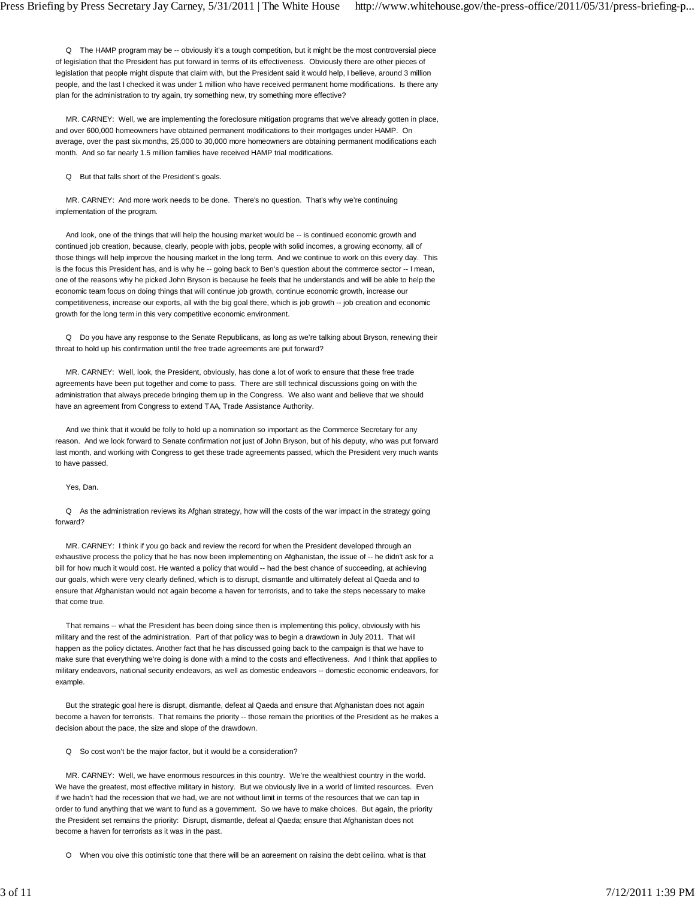Q The HAMP program may be -- obviously it's a tough competition, but it might be the most controversial piece of legislation that the President has put forward in terms of its effectiveness. Obviously there are other pieces of legislation that people might dispute that claim with, but the President said it would help, I believe, around 3 million people, and the last I checked it was under 1 million who have received permanent home modifications. Is there any plan for the administration to try again, try something new, try something more effective?

MR. CARNEY: Well, we are implementing the foreclosure mitigation programs that we've already gotten in place, and over 600,000 homeowners have obtained permanent modifications to their mortgages under HAMP. On average, over the past six months, 25,000 to 30,000 more homeowners are obtaining permanent modifications each month. And so far nearly 1.5 million families have received HAMP trial modifications.

Q But that falls short of the President's goals.

MR. CARNEY: And more work needs to be done. There's no question. That's why we're continuing implementation of the program.

And look, one of the things that will help the housing market would be -- is continued economic growth and continued job creation, because, clearly, people with jobs, people with solid incomes, a growing economy, all of those things will help improve the housing market in the long term. And we continue to work on this every day. This is the focus this President has, and is why he -- going back to Ben's question about the commerce sector -- I mean, one of the reasons why he picked John Bryson is because he feels that he understands and will be able to help the economic team focus on doing things that will continue job growth, continue economic growth, increase our competitiveness, increase our exports, all with the big goal there, which is job growth -- job creation and economic growth for the long term in this very competitive economic environment.

Q Do you have any response to the Senate Republicans, as long as we're talking about Bryson, renewing their threat to hold up his confirmation until the free trade agreements are put forward?

MR. CARNEY: Well, look, the President, obviously, has done a lot of work to ensure that these free trade agreements have been put together and come to pass. There are still technical discussions going on with the administration that always precede bringing them up in the Congress. We also want and believe that we should have an agreement from Congress to extend TAA, Trade Assistance Authority.

And we think that it would be folly to hold up a nomination so important as the Commerce Secretary for any reason. And we look forward to Senate confirmation not just of John Bryson, but of his deputy, who was put forward last month, and working with Congress to get these trade agreements passed, which the President very much wants to have passed.

Yes, Dan.

Q As the administration reviews its Afghan strategy, how will the costs of the war impact in the strategy going forward?

MR. CARNEY: I think if you go back and review the record for when the President developed through an exhaustive process the policy that he has now been implementing on Afghanistan, the issue of -- he didn't ask for a bill for how much it would cost. He wanted a policy that would -- had the best chance of succeeding, at achieving our goals, which were very clearly defined, which is to disrupt, dismantle and ultimately defeat al Qaeda and to ensure that Afghanistan would not again become a haven for terrorists, and to take the steps necessary to make that come true.

That remains -- what the President has been doing since then is implementing this policy, obviously with his military and the rest of the administration. Part of that policy was to begin a drawdown in July 2011. That will happen as the policy dictates. Another fact that he has discussed going back to the campaign is that we have to make sure that everything we're doing is done with a mind to the costs and effectiveness. And I think that applies to military endeavors, national security endeavors, as well as domestic endeavors -- domestic economic endeavors, for example.

But the strategic goal here is disrupt, dismantle, defeat al Qaeda and ensure that Afghanistan does not again become a haven for terrorists. That remains the priority -- those remain the priorities of the President as he makes a decision about the pace, the size and slope of the drawdown.

Q So cost won't be the major factor, but it would be a consideration?

MR. CARNEY: Well, we have enormous resources in this country. We're the wealthiest country in the world. We have the greatest, most effective military in history. But we obviously live in a world of limited resources. Even if we hadn't had the recession that we had, we are not without limit in terms of the resources that we can tap in order to fund anything that we want to fund as a government. So we have to make choices. But again, the priority the President set remains the priority: Disrupt, dismantle, defeat al Qaeda; ensure that Afghanistan does not become a haven for terrorists as it was in the past.

Q When you give this optimistic tone that there will be an agreement on raising the debt ceiling, what is that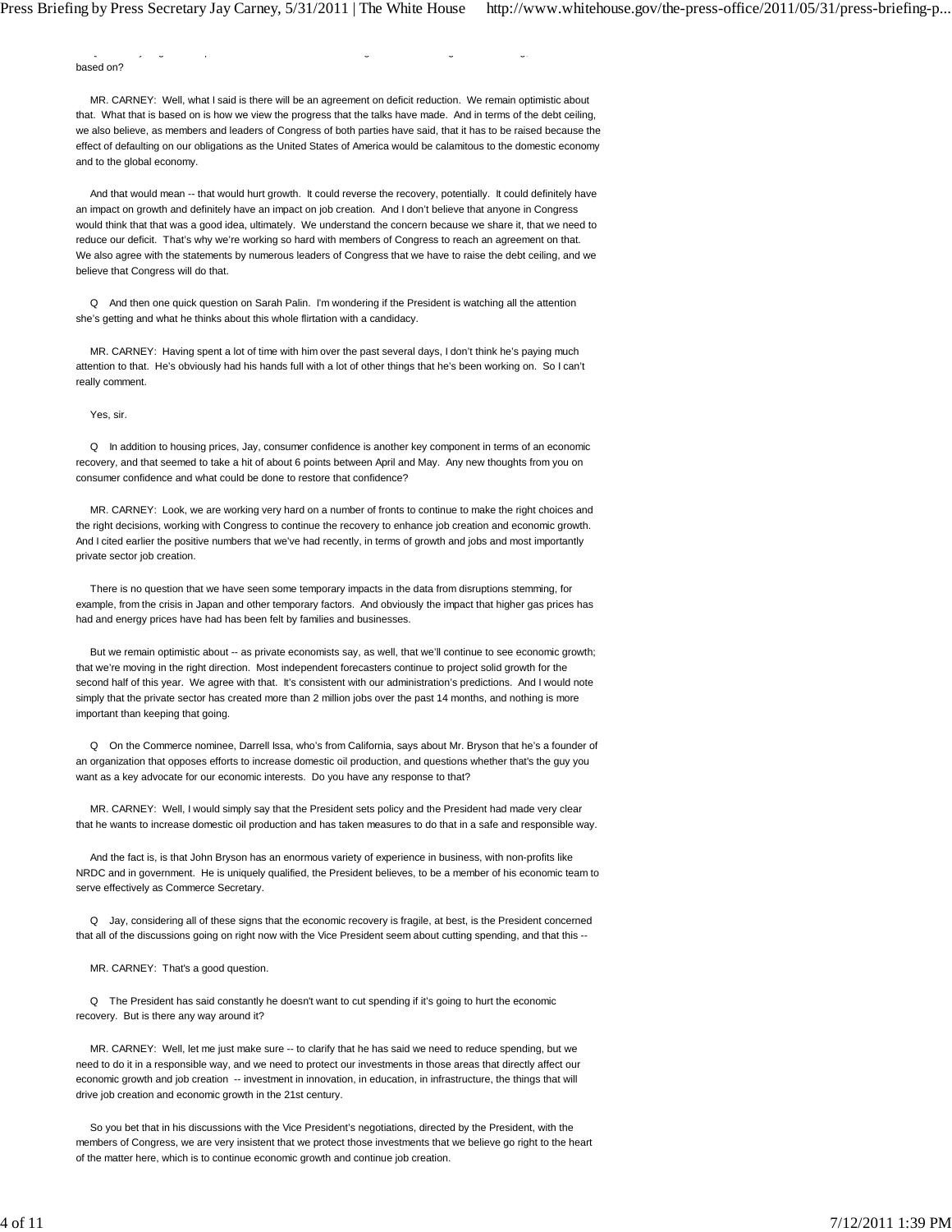based on?

MR. CARNEY: Well, what I said is there will be an agreement on deficit reduction. We remain optimistic about that. What that is based on is how we view the progress that the talks have made. And in terms of the debt ceiling, we also believe, as members and leaders of Congress of both parties have said, that it has to be raised because the effect of defaulting on our obligations as the United States of America would be calamitous to the domestic economy and to the global economy.

And that would mean -- that would hurt growth. It could reverse the recovery, potentially. It could definitely have an impact on growth and definitely have an impact on job creation. And I don't believe that anyone in Congress would think that that was a good idea, ultimately. We understand the concern because we share it, that we need to reduce our deficit. That's why we're working so hard with members of Congress to reach an agreement on that. We also agree with the statements by numerous leaders of Congress that we have to raise the debt ceiling, and we believe that Congress will do that.

Q And then one quick question on Sarah Palin. I'm wondering if the President is watching all the attention she's getting and what he thinks about this whole flirtation with a candidacy.

MR. CARNEY: Having spent a lot of time with him over the past several days, I don't think he's paying much attention to that. He's obviously had his hands full with a lot of other things that he's been working on. So I can't really comment.

Yes, sir.

Q In addition to housing prices, Jay, consumer confidence is another key component in terms of an economic recovery, and that seemed to take a hit of about 6 points between April and May. Any new thoughts from you on consumer confidence and what could be done to restore that confidence?

MR. CARNEY: Look, we are working very hard on a number of fronts to continue to make the right choices and the right decisions, working with Congress to continue the recovery to enhance job creation and economic growth. And I cited earlier the positive numbers that we've had recently, in terms of growth and jobs and most importantly private sector job creation.

There is no question that we have seen some temporary impacts in the data from disruptions stemming, for example, from the crisis in Japan and other temporary factors. And obviously the impact that higher gas prices has had and energy prices have had has been felt by families and businesses.

But we remain optimistic about -- as private economists say, as well, that we'll continue to see economic growth; that we're moving in the right direction. Most independent forecasters continue to project solid growth for the second half of this year. We agree with that. It's consistent with our administration's predictions. And I would note simply that the private sector has created more than 2 million jobs over the past 14 months, and nothing is more important than keeping that going.

Q On the Commerce nominee, Darrell Issa, who's from California, says about Mr. Bryson that he's a founder of an organization that opposes efforts to increase domestic oil production, and questions whether that's the guy you want as a key advocate for our economic interests. Do you have any response to that?

MR. CARNEY: Well, I would simply say that the President sets policy and the President had made very clear that he wants to increase domestic oil production and has taken measures to do that in a safe and responsible way.

And the fact is, is that John Bryson has an enormous variety of experience in business, with non-profits like NRDC and in government. He is uniquely qualified, the President believes, to be a member of his economic team to serve effectively as Commerce Secretary.

Q Jay, considering all of these signs that the economic recovery is fragile, at best, is the President concerned that all of the discussions going on right now with the Vice President seem about cutting spending, and that this --

MR. CARNEY: That's a good question.

Q The President has said constantly he doesn't want to cut spending if it's going to hurt the economic recovery. But is there any way around it?

MR. CARNEY: Well, let me just make sure -- to clarify that he has said we need to reduce spending, but we need to do it in a responsible way, and we need to protect our investments in those areas that directly affect our economic growth and job creation -- investment in innovation, in education, in infrastructure, the things that will drive job creation and economic growth in the 21st century.

So you bet that in his discussions with the Vice President's negotiations, directed by the President, with the members of Congress, we are very insistent that we protect those investments that we believe go right to the heart of the matter here, which is to continue economic growth and continue job creation.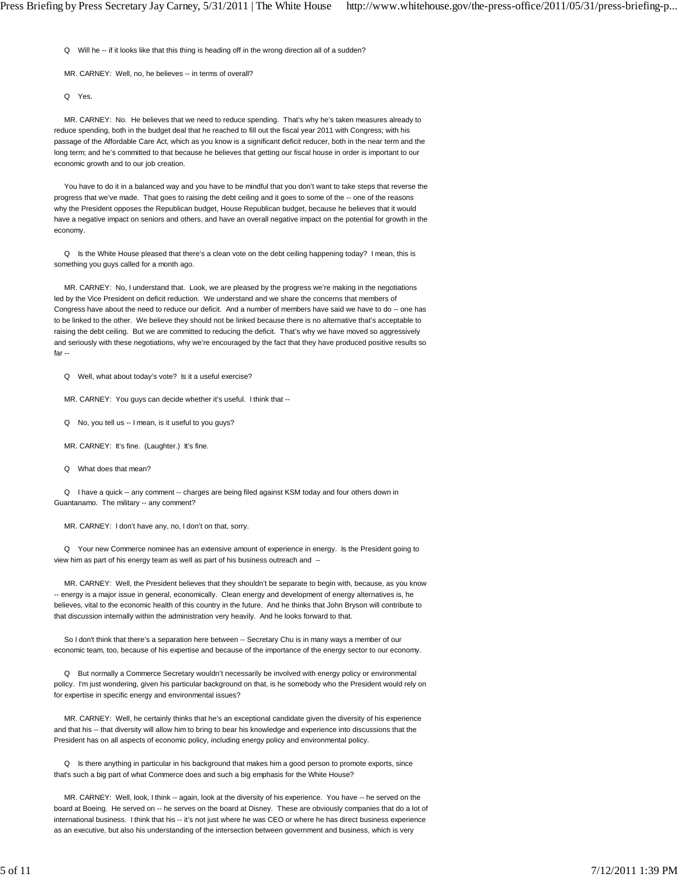Q Will he -- if it looks like that this thing is heading off in the wrong direction all of a sudden?

MR. CARNEY: Well, no, he believes -- in terms of overall?

Q Yes.

MR. CARNEY: No. He believes that we need to reduce spending. That's why he's taken measures already to reduce spending, both in the budget deal that he reached to fill out the fiscal year 2011 with Congress; with his passage of the Affordable Care Act, which as you know is a significant deficit reducer, both in the near term and the long term; and he's committed to that because he believes that getting our fiscal house in order is important to our economic growth and to our job creation.

You have to do it in a balanced way and you have to be mindful that you don't want to take steps that reverse the progress that we've made. That goes to raising the debt ceiling and it goes to some of the -- one of the reasons why the President opposes the Republican budget, House Republican budget, because he believes that it would have a negative impact on seniors and others, and have an overall negative impact on the potential for growth in the economy.

Q Is the White House pleased that there's a clean vote on the debt ceiling happening today? I mean, this is something you guys called for a month ago.

MR. CARNEY: No, I understand that. Look, we are pleased by the progress we're making in the negotiations led by the Vice President on deficit reduction. We understand and we share the concerns that members of Congress have about the need to reduce our deficit. And a number of members have said we have to do -- one has to be linked to the other. We believe they should not be linked because there is no alternative that's acceptable to raising the debt ceiling. But we are committed to reducing the deficit. That's why we have moved so aggressively and seriously with these negotiations, why we're encouraged by the fact that they have produced positive results so far --

Q Well, what about today's vote? Is it a useful exercise?

MR. CARNEY: You guys can decide whether it's useful. I think that --

Q No, you tell us -- I mean, is it useful to you guys?

MR. CARNEY: It's fine. (Laughter.) It's fine.

Q What does that mean?

Q I have a quick -- any comment -- charges are being filed against KSM today and four others down in Guantanamo. The military -- any comment?

MR. CARNEY: I don't have any, no, I don't on that, sorry.

Q Your new Commerce nominee has an extensive amount of experience in energy. Is the President going to view him as part of his energy team as well as part of his business outreach and --

MR. CARNEY: Well, the President believes that they shouldn't be separate to begin with, because, as you know -- energy is a major issue in general, economically. Clean energy and development of energy alternatives is, he believes, vital to the economic health of this country in the future. And he thinks that John Bryson will contribute to that discussion internally within the administration very heavily. And he looks forward to that.

So I don't think that there's a separation here between -- Secretary Chu is in many ways a member of our economic team, too, because of his expertise and because of the importance of the energy sector to our economy.

Q But normally a Commerce Secretary wouldn't necessarily be involved with energy policy or environmental policy. I'm just wondering, given his particular background on that, is he somebody who the President would rely on for expertise in specific energy and environmental issues?

MR. CARNEY: Well, he certainly thinks that he's an exceptional candidate given the diversity of his experience and that his -- that diversity will allow him to bring to bear his knowledge and experience into discussions that the President has on all aspects of economic policy, including energy policy and environmental policy.

Q Is there anything in particular in his background that makes him a good person to promote exports, since that's such a big part of what Commerce does and such a big emphasis for the White House?

MR. CARNEY: Well, look, I think -- again, look at the diversity of his experience. You have -- he served on the board at Boeing. He served on -- he serves on the board at Disney. These are obviously companies that do a lot of international business. I think that his -- it's not just where he was CEO or where he has direct business experience as an executive, but also his understanding of the intersection between government and business, which is very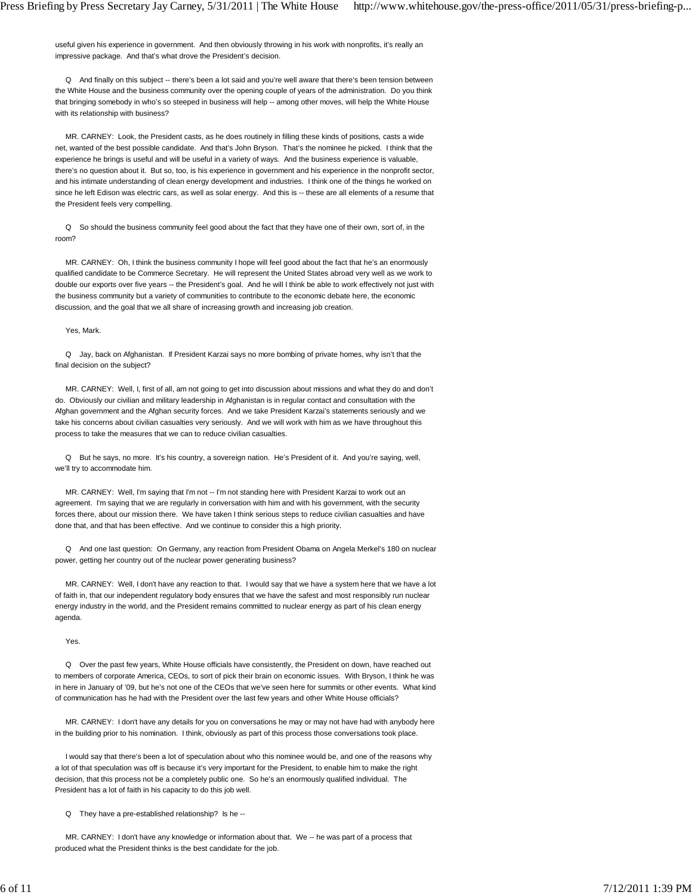useful given his experience in government. And then obviously throwing in his work with nonprofits, it's really an impressive package. And that's what drove the President's decision.

Q And finally on this subject -- there's been a lot said and you're well aware that there's been tension between the White House and the business community over the opening couple of years of the administration. Do you think that bringing somebody in who's so steeped in business will help -- among other moves, will help the White House with its relationship with business?

MR. CARNEY: Look, the President casts, as he does routinely in filling these kinds of positions, casts a wide net, wanted of the best possible candidate. And that's John Bryson. That's the nominee he picked. I think that the experience he brings is useful and will be useful in a variety of ways. And the business experience is valuable, there's no question about it. But so, too, is his experience in government and his experience in the nonprofit sector, and his intimate understanding of clean energy development and industries. I think one of the things he worked on since he left Edison was electric cars, as well as solar energy. And this is -- these are all elements of a resume that the President feels very compelling.

Q So should the business community feel good about the fact that they have one of their own, sort of, in the room?

MR. CARNEY: Oh, I think the business community I hope will feel good about the fact that he's an enormously qualified candidate to be Commerce Secretary. He will represent the United States abroad very well as we work to double our exports over five years -- the President's goal. And he will I think be able to work effectively not just with the business community but a variety of communities to contribute to the economic debate here, the economic discussion, and the goal that we all share of increasing growth and increasing job creation.

Yes, Mark.

Q Jay, back on Afghanistan. If President Karzai says no more bombing of private homes, why isn't that the final decision on the subject?

MR. CARNEY: Well, I, first of all, am not going to get into discussion about missions and what they do and don't do. Obviously our civilian and military leadership in Afghanistan is in regular contact and consultation with the Afghan government and the Afghan security forces. And we take President Karzai's statements seriously and we take his concerns about civilian casualties very seriously. And we will work with him as we have throughout this process to take the measures that we can to reduce civilian casualties.

Q But he says, no more. It's his country, a sovereign nation. He's President of it. And you're saying, well, we'll try to accommodate him.

MR. CARNEY: Well, I'm saying that I'm not -- I'm not standing here with President Karzai to work out an agreement. I'm saying that we are regularly in conversation with him and with his government, with the security forces there, about our mission there. We have taken I think serious steps to reduce civilian casualties and have done that, and that has been effective. And we continue to consider this a high priority.

Q And one last question: On Germany, any reaction from President Obama on Angela Merkel's 180 on nuclear power, getting her country out of the nuclear power generating business?

MR. CARNEY: Well, I don't have any reaction to that. I would say that we have a system here that we have a lot of faith in, that our independent regulatory body ensures that we have the safest and most responsibly run nuclear energy industry in the world, and the President remains committed to nuclear energy as part of his clean energy agenda.

Yes.

Q Over the past few years, White House officials have consistently, the President on down, have reached out to members of corporate America, CEOs, to sort of pick their brain on economic issues. With Bryson, I think he was in here in January of '09, but he's not one of the CEOs that we've seen here for summits or other events. What kind of communication has he had with the President over the last few years and other White House officials?

MR. CARNEY: I don't have any details for you on conversations he may or may not have had with anybody here in the building prior to his nomination. I think, obviously as part of this process those conversations took place.

I would say that there's been a lot of speculation about who this nominee would be, and one of the reasons why a lot of that speculation was off is because it's very important for the President, to enable him to make the right decision, that this process not be a completely public one. So he's an enormously qualified individual. The President has a lot of faith in his capacity to do this job well.

Q They have a pre-established relationship? Is he --

MR. CARNEY: I don't have any knowledge or information about that. We -- he was part of a process that produced what the President thinks is the best candidate for the job.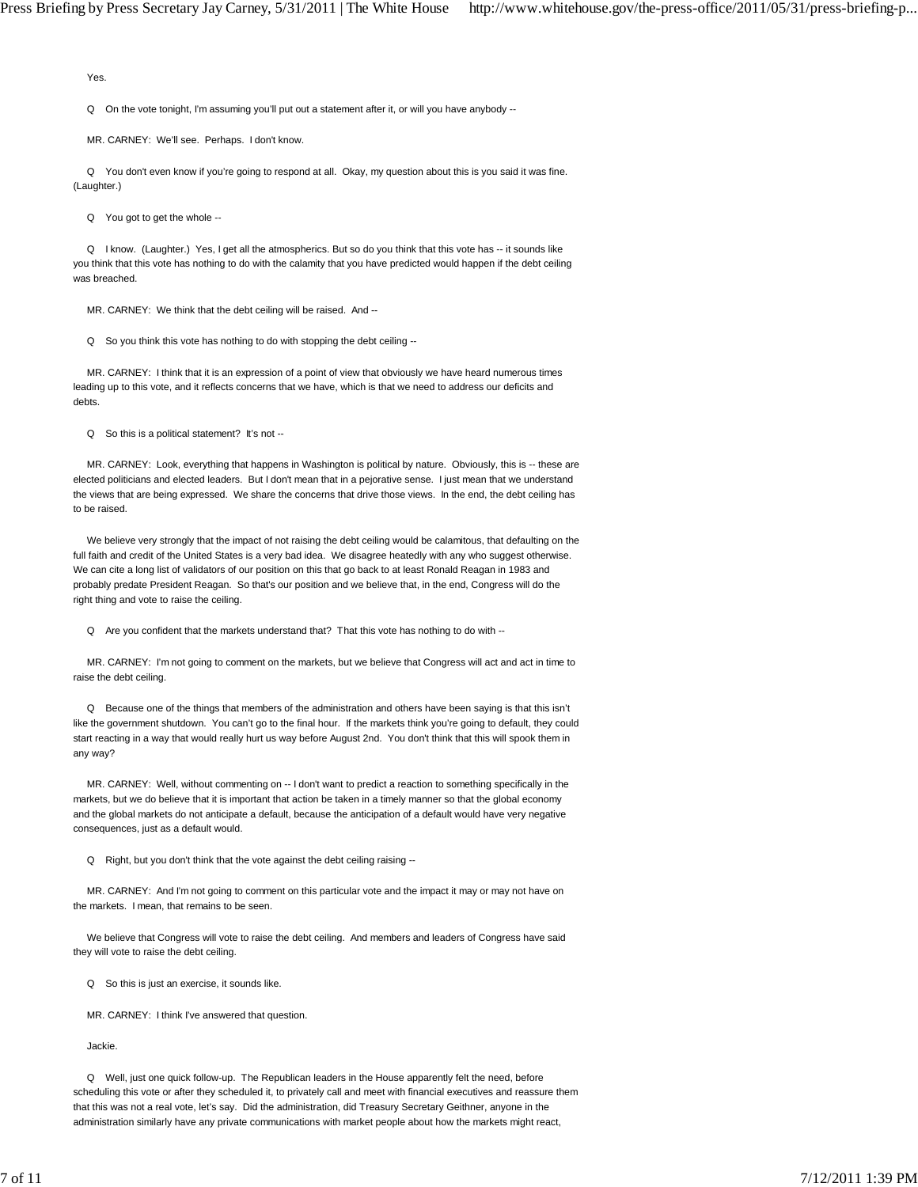Yes.

Q On the vote tonight, I'm assuming you'll put out a statement after it, or will you have anybody --

MR. CARNEY: We'll see. Perhaps. I don't know.

Q You don't even know if you're going to respond at all. Okay, my question about this is you said it was fine. (Laughter.)

Q You got to get the whole --

Q I know. (Laughter.) Yes, I get all the atmospherics. But so do you think that this vote has -- it sounds like you think that this vote has nothing to do with the calamity that you have predicted would happen if the debt ceiling was breached.

MR. CARNEY: We think that the debt ceiling will be raised. And --

Q So you think this vote has nothing to do with stopping the debt ceiling --

MR. CARNEY: I think that it is an expression of a point of view that obviously we have heard numerous times leading up to this vote, and it reflects concerns that we have, which is that we need to address our deficits and debts.

Q So this is a political statement? It's not --

MR. CARNEY: Look, everything that happens in Washington is political by nature. Obviously, this is -- these are elected politicians and elected leaders. But I don't mean that in a pejorative sense. I just mean that we understand the views that are being expressed. We share the concerns that drive those views. In the end, the debt ceiling has to be raised.

We believe very strongly that the impact of not raising the debt ceiling would be calamitous, that defaulting on the full faith and credit of the United States is a very bad idea. We disagree heatedly with any who suggest otherwise. We can cite a long list of validators of our position on this that go back to at least Ronald Reagan in 1983 and probably predate President Reagan. So that's our position and we believe that, in the end, Congress will do the right thing and vote to raise the ceiling.

Q Are you confident that the markets understand that? That this vote has nothing to do with --

MR. CARNEY: I'm not going to comment on the markets, but we believe that Congress will act and act in time to raise the debt ceiling.

Q Because one of the things that members of the administration and others have been saying is that this isn't like the government shutdown. You can't go to the final hour. If the markets think you're going to default, they could start reacting in a way that would really hurt us way before August 2nd. You don't think that this will spook them in any way?

MR. CARNEY: Well, without commenting on -- I don't want to predict a reaction to something specifically in the markets, but we do believe that it is important that action be taken in a timely manner so that the global economy and the global markets do not anticipate a default, because the anticipation of a default would have very negative consequences, just as a default would.

Q Right, but you don't think that the vote against the debt ceiling raising --

MR. CARNEY: And I'm not going to comment on this particular vote and the impact it may or may not have on the markets. I mean, that remains to be seen.

We believe that Congress will vote to raise the debt ceiling. And members and leaders of Congress have said they will vote to raise the debt ceiling.

Q So this is just an exercise, it sounds like.

MR. CARNEY: I think I've answered that question.

Jackie.

Q Well, just one quick follow-up. The Republican leaders in the House apparently felt the need, before scheduling this vote or after they scheduled it, to privately call and meet with financial executives and reassure them that this was not a real vote, let's say. Did the administration, did Treasury Secretary Geithner, anyone in the administration similarly have any private communications with market people about how the markets might react,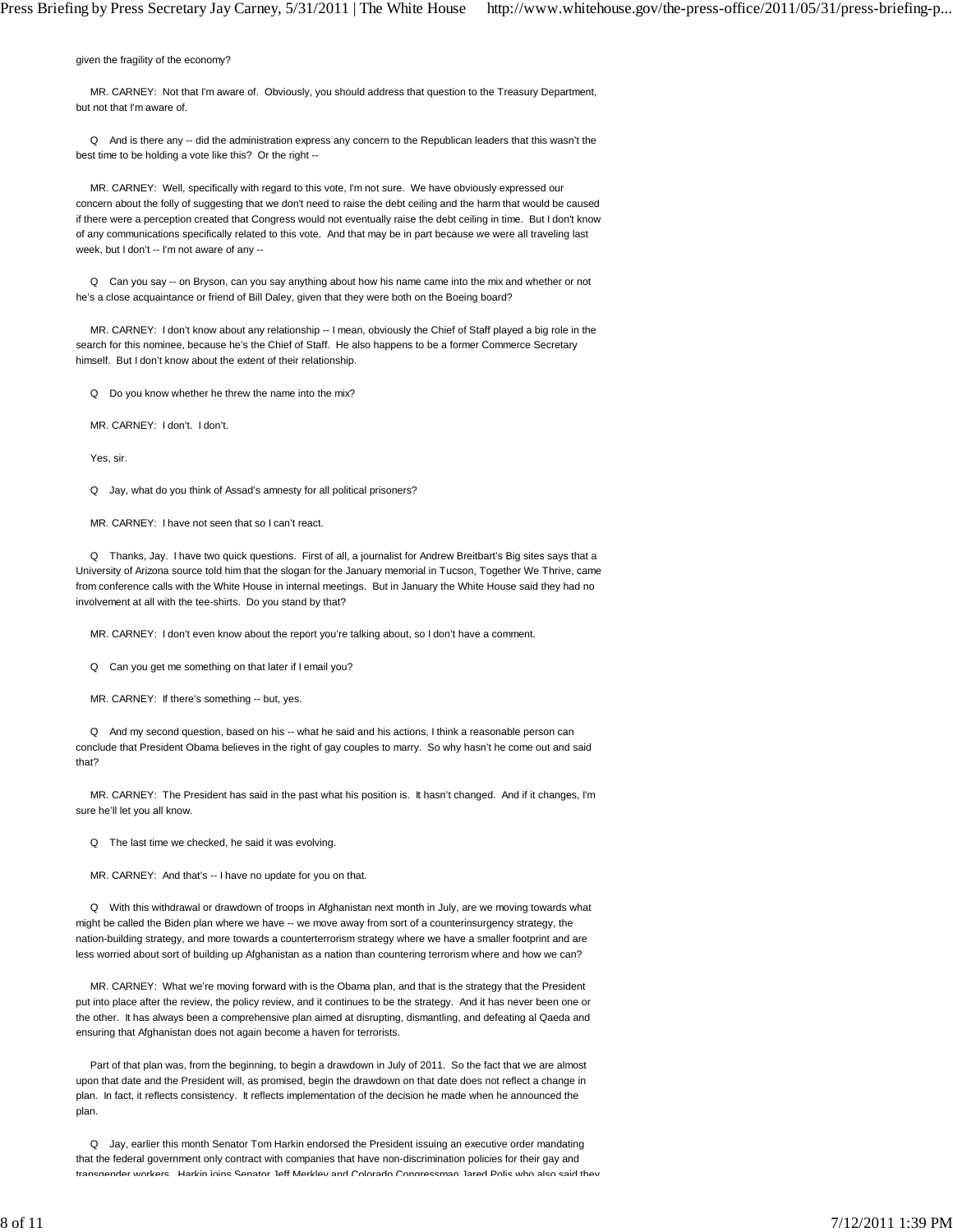given the fragility of the economy?

MR. CARNEY: Not that I'm aware of. Obviously, you should address that question to the Treasury Department, but not that I'm aware of.

Q And is there any -- did the administration express any concern to the Republican leaders that this wasn't the best time to be holding a vote like this? Or the right --

MR. CARNEY: Well, specifically with regard to this vote, I'm not sure. We have obviously expressed our concern about the folly of suggesting that we don't need to raise the debt ceiling and the harm that would be caused if there were a perception created that Congress would not eventually raise the debt ceiling in time. But I don't know of any communications specifically related to this vote. And that may be in part because we were all traveling last week, but I don't -- I'm not aware of any --

Q Can you say -- on Bryson, can you say anything about how his name came into the mix and whether or not he's a close acquaintance or friend of Bill Daley, given that they were both on the Boeing board?

MR. CARNEY: I don't know about any relationship -- I mean, obviously the Chief of Staff played a big role in the search for this nominee, because he's the Chief of Staff. He also happens to be a former Commerce Secretary himself. But I don't know about the extent of their relationship.

Q Do you know whether he threw the name into the mix?

MR. CARNEY: I don't. I don't.

Yes, sir.

Q Jay, what do you think of Assad's amnesty for all political prisoners?

MR. CARNEY: I have not seen that so I can't react.

Q Thanks, Jay. I have two quick questions. First of all, a journalist for Andrew Breitbart's Big sites says that a University of Arizona source told him that the slogan for the January memorial in Tucson, Together We Thrive, came from conference calls with the White House in internal meetings. But in January the White House said they had no involvement at all with the tee-shirts. Do you stand by that?

MR. CARNEY: I don't even know about the report you're talking about, so I don't have a comment.

Q Can you get me something on that later if I email you?

MR. CARNEY: If there's something -- but, yes.

Q And my second question, based on his -- what he said and his actions, I think a reasonable person can conclude that President Obama believes in the right of gay couples to marry. So why hasn't he come out and said that?

MR. CARNEY: The President has said in the past what his position is. It hasn't changed. And if it changes, I'm sure he'll let you all know.

Q The last time we checked, he said it was evolving.

MR. CARNEY: And that's -- I have no update for you on that.

Q With this withdrawal or drawdown of troops in Afghanistan next month in July, are we moving towards what might be called the Biden plan where we have -- we move away from sort of a counterinsurgency strategy, the nation-building strategy, and more towards a counterterrorism strategy where we have a smaller footprint and are less worried about sort of building up Afghanistan as a nation than countering terrorism where and how we can?

MR. CARNEY: What we're moving forward with is the Obama plan, and that is the strategy that the President put into place after the review, the policy review, and it continues to be the strategy. And it has never been one or the other. It has always been a comprehensive plan aimed at disrupting, dismantling, and defeating al Qaeda and ensuring that Afghanistan does not again become a haven for terrorists.

Part of that plan was, from the beginning, to begin a drawdown in July of 2011. So the fact that we are almost upon that date and the President will, as promised, begin the drawdown on that date does not reflect a change in plan. In fact, it reflects consistency. It reflects implementation of the decision he made when he announced the plan.

Q Jay, earlier this month Senator Tom Harkin endorsed the President issuing an executive order mandating that the federal government only contract with companies that have non-discrimination policies for their gay and transgender workers. Harkin joins Senator Jeff Merkley and Colorado Congressman Jared Polis who also said they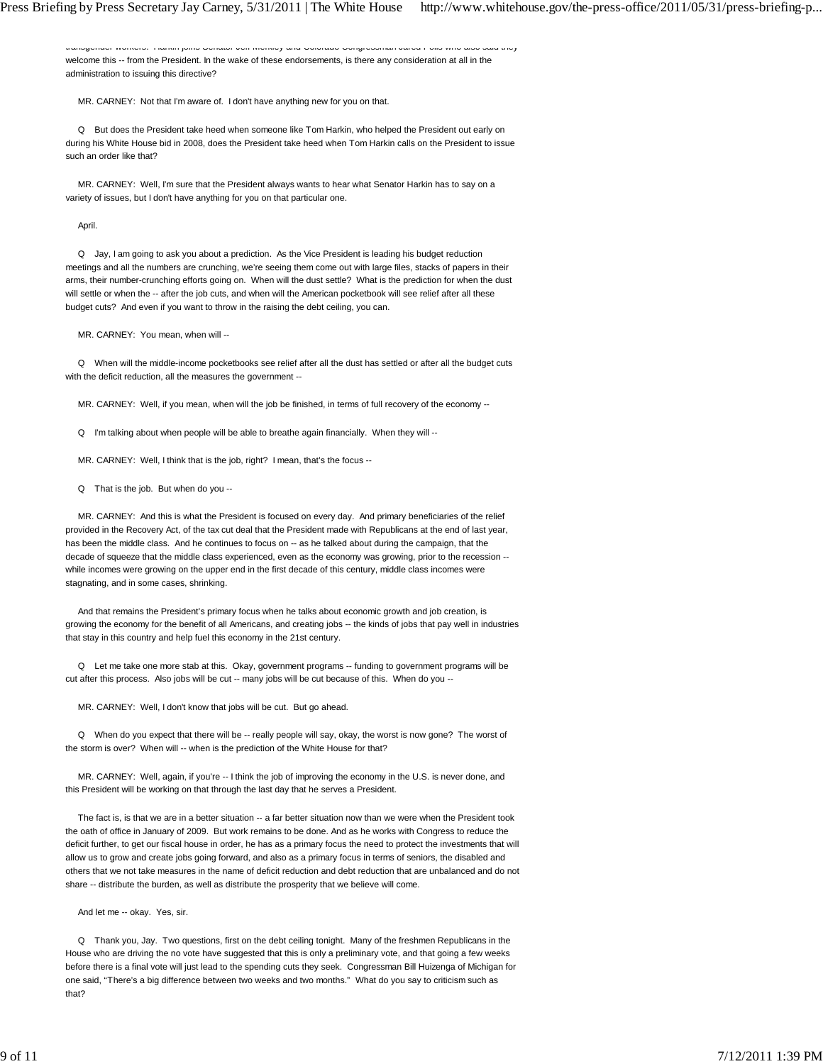transgender workers. Harkin joins Senator Jeff Merkley and Colorado Congressman Jared Polis who also said they welcome this -- from the President. In the wake of these endorsements, is there any consideration at all in the administration to issuing this directive?

MR. CARNEY: Not that I'm aware of. I don't have anything new for you on that.

Q But does the President take heed when someone like Tom Harkin, who helped the President out early on during his White House bid in 2008, does the President take heed when Tom Harkin calls on the President to issue such an order like that?

MR. CARNEY: Well, I'm sure that the President always wants to hear what Senator Harkin has to say on a variety of issues, but I don't have anything for you on that particular one.

April.

Q Jay, I am going to ask you about a prediction. As the Vice President is leading his budget reduction meetings and all the numbers are crunching, we're seeing them come out with large files, stacks of papers in their arms, their number-crunching efforts going on. When will the dust settle? What is the prediction for when the dust will settle or when the -- after the job cuts, and when will the American pocketbook will see relief after all these budget cuts? And even if you want to throw in the raising the debt ceiling, you can.

MR. CARNEY: You mean, when will --

Q When will the middle-income pocketbooks see relief after all the dust has settled or after all the budget cuts with the deficit reduction, all the measures the government --

MR. CARNEY: Well, if you mean, when will the job be finished, in terms of full recovery of the economy --

Q I'm talking about when people will be able to breathe again financially. When they will --

MR. CARNEY: Well, I think that is the job, right? I mean, that's the focus --

Q That is the job. But when do you --

MR. CARNEY: And this is what the President is focused on every day. And primary beneficiaries of the relief provided in the Recovery Act, of the tax cut deal that the President made with Republicans at the end of last year, has been the middle class. And he continues to focus on -- as he talked about during the campaign, that the decade of squeeze that the middle class experienced, even as the economy was growing, prior to the recession -- while incomes were growing on the upper end in the first decade of this century, middle class incomes were stagnating, and in some cases, shrinking.

And that remains the President's primary focus when he talks about economic growth and job creation, is growing the economy for the benefit of all Americans, and creating jobs -- the kinds of jobs that pay well in industries that stay in this country and help fuel this economy in the 21st century.

Q Let me take one more stab at this. Okay, government programs -- funding to government programs will be cut after this process. Also jobs will be cut -- many jobs will be cut because of this. When do you --

MR. CARNEY: Well, I don't know that jobs will be cut. But go ahead.

Q When do you expect that there will be -- really people will say, okay, the worst is now gone? The worst of the storm is over? When will -- when is the prediction of the White House for that?

MR. CARNEY: Well, again, if you're -- I think the job of improving the economy in the U.S. is never done, and this President will be working on that through the last day that he serves a President.

The fact is, is that we are in a better situation -- a far better situation now than we were when the President took the oath of office in January of 2009. But work remains to be done. And as he works with Congress to reduce the deficit further, to get our fiscal house in order, he has as a primary focus the need to protect the investments that will allow us to grow and create jobs going forward, and also as a primary focus in terms of seniors, the disabled and others that we not take measures in the name of deficit reduction and debt reduction that are unbalanced and do not share -- distribute the burden, as well as distribute the prosperity that we believe will come.

And let me -- okay. Yes, sir.

Q Thank you, Jay. Two questions, first on the debt ceiling tonight. Many of the freshmen Republicans in the House who are driving the no vote have suggested that this is only a preliminary vote, and that going a few weeks before there is a final vote will just lead to the spending cuts they seek. Congressman Bill Huizenga of Michigan for one said, "There's a big difference between two weeks and two months." What do you say to criticism such as that?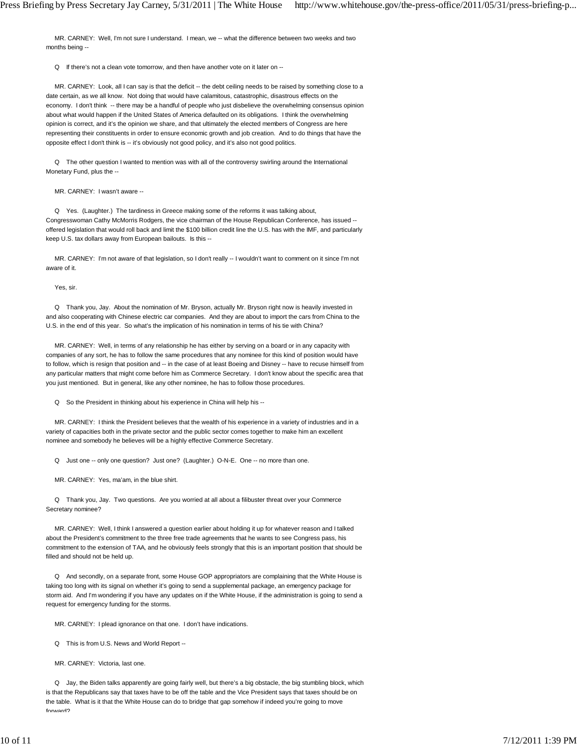MR. CARNEY: Well, I'm not sure I understand. I mean, we -- what the difference between two weeks and two months being --

Q If there's not a clean vote tomorrow, and then have another vote on it later on --

MR. CARNEY: Look, all I can say is that the deficit -- the debt ceiling needs to be raised by something close to a date certain, as we all know. Not doing that would have calamitous, catastrophic, disastrous effects on the economy. I don't think -- there may be a handful of people who just disbelieve the overwhelming consensus opinion about what would happen if the United States of America defaulted on its obligations. I think the overwhelming opinion is correct, and it's the opinion we share, and that ultimately the elected members of Congress are here representing their constituents in order to ensure economic growth and job creation. And to do things that have the opposite effect I don't think is -- it's obviously not good policy, and it's also not good politics.

Q The other question I wanted to mention was with all of the controversy swirling around the International Monetary Fund, plus the --

MR. CARNEY: I wasn't aware --

Q Yes. (Laughter.) The tardiness in Greece making some of the reforms it was talking about, Congresswoman Cathy McMorris Rodgers, the vice chairman of the House Republican Conference, has issued -- offered legislation that would roll back and limit the $100 billion credit line the U.S. has with the IMF, and particularly keep U.S. tax dollars away from European bailouts. Is this --

MR. CARNEY: I'm not aware of that legislation, so I don't really -- I wouldn't want to comment on it since I'm not aware of it.

Yes, sir.

Q Thank you, Jay. About the nomination of Mr. Bryson, actually Mr. Bryson right now is heavily invested in and also cooperating with Chinese electric car companies. And they are about to import the cars from China to the U.S. in the end of this year. So what's the implication of his nomination in terms of his tie with China?

MR. CARNEY: Well, in terms of any relationship he has either by serving on a board or in any capacity with companies of any sort, he has to follow the same procedures that any nominee for this kind of position would have to follow, which is resign that position and -- in the case of at least Boeing and Disney -- have to recuse himself from any particular matters that might come before him as Commerce Secretary. I don't know about the specific area that you just mentioned. But in general, like any other nominee, he has to follow those procedures.

Q So the President in thinking about his experience in China will help his --

MR. CARNEY: I think the President believes that the wealth of his experience in a variety of industries and in a variety of capacities both in the private sector and the public sector comes together to make him an excellent nominee and somebody he believes will be a highly effective Commerce Secretary.

Q Just one -- only one question? Just one? (Laughter.) O-N-E. One -- no more than one.

MR. CARNEY: Yes, ma'am, in the blue shirt.

Q Thank you, Jay. Two questions. Are you worried at all about a filibuster threat over your Commerce Secretary nominee?

MR. CARNEY: Well, I think I answered a question earlier about holding it up for whatever reason and I talked about the President's commitment to the three free trade agreements that he wants to see Congress pass, his commitment to the extension of TAA, and he obviously feels strongly that this is an important position that should be filled and should not be held up.

Q And secondly, on a separate front, some House GOP appropriators are complaining that the White House is taking too long with its signal on whether it's going to send a supplemental package, an emergency package for storm aid. And I'm wondering if you have any updates on if the White House, if the administration is going to send a request for emergency funding for the storms.

MR. CARNEY: I plead ignorance on that one. I don't have indications.

Q This is from U.S. News and World Report --

MR. CARNEY: Victoria, last one.

Q Jay, the Biden talks apparently are going fairly well, but there's a big obstacle, the big stumbling block, which is that the Republicans say that taxes have to be off the table and the Vice President says that taxes should be on the table. What is it that the White House can do to bridge that gap somehow if indeed you're going to move forward?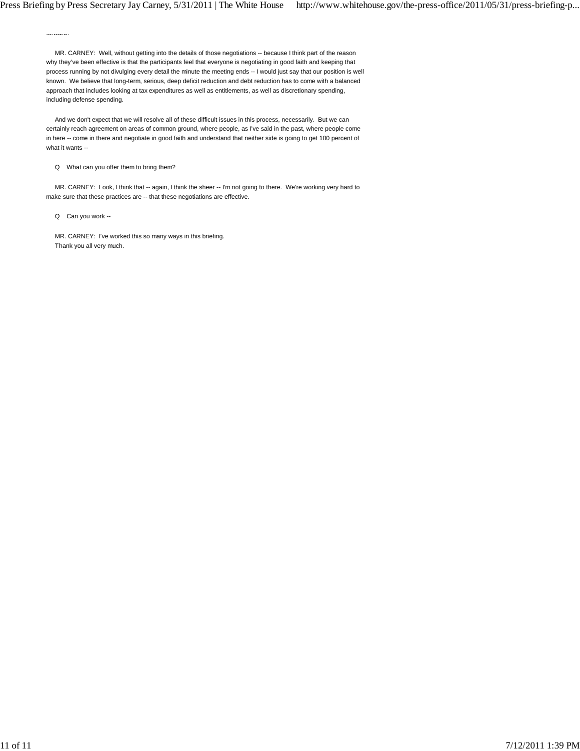forward?

MR. CARNEY: Well, without getting into the details of those negotiations -- because I think part of the reason why they've been effective is that the participants feel that everyone is negotiating in good faith and keeping that process running by not divulging every detail the minute the meeting ends -- I would just say that our position is well known. We believe that long-term, serious, deep deficit reduction and debt reduction has to come with a balanced approach that includes looking at tax expenditures as well as entitlements, as well as discretionary spending, including defense spending.

And we don't expect that we will resolve all of these difficult issues in this process, necessarily. But we can certainly reach agreement on areas of common ground, where people, as I've said in the past, where people come in here -- come in there and negotiate in good faith and understand that neither side is going to get 100 percent of what it wants --

Q What can you offer them to bring them?

MR. CARNEY: Look, I think that -- again, I think the sheer -- I'm not going to there. We're working very hard to make sure that these practices are -- that these negotiations are effective.

Q Can you work --

MR. CARNEY: I've worked this so many ways in this briefing.
Thank you all very much.